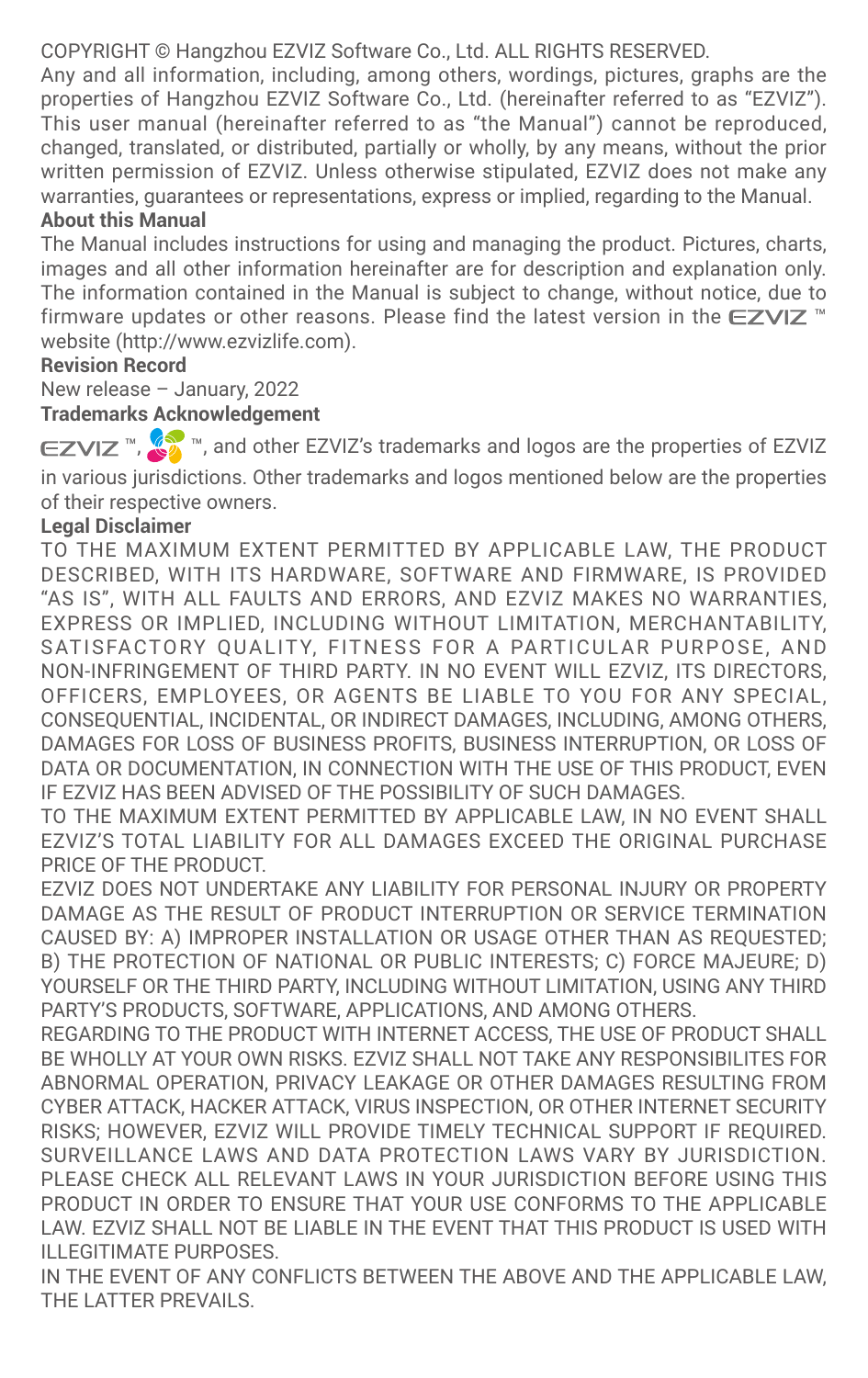COPYRIGHT © Hangzhou EZVIZ Software Co., Ltd. ALL RIGHTS RESERVED.

Any and all information, including, among others, wordings, pictures, graphs are the properties of Hangzhou EZVIZ Software Co., Ltd. (hereinafter referred to as "EZVIZ"). This user manual (hereinafter referred to as "the Manual") cannot be reproduced, changed, translated, or distributed, partially or wholly, by any means, without the prior written permission of EZVIZ. Unless otherwise stipulated, EZVIZ does not make any warranties, guarantees or representations, express or implied, regarding to the Manual.

**About this Manual**

The Manual includes instructions for using and managing the product. Pictures, charts, images and all other information hereinafter are for description and explanation only. The information contained in the Manual is subject to change, without notice, due to firmware updates or other reasons. Please find the latest version in the EZVIZ ™ website (http://www.ezvizlife.com).

**Revision Record**

New release – January, 2022

**Trademarks Acknowledgement**

EZVIZ ™, ™, and other EZVIZ's trademarks and logos are the properties of EZVIZ in various jurisdictions. Other trademarks and logos mentioned below are the properties of their respective owners.

**Legal Disclaimer**

TO THE MAXIMUM EXTENT PERMITTED BY APPLICABLE LAW, THE PRODUCT DESCRIBED, WITH ITS HARDWARE, SOFTWARE AND FIRMWARE, IS PROVIDED "AS IS", WITH ALL FAULTS AND ERRORS, AND EZVIZ MAKES NO WARRANTIES, EXPRESS OR IMPLIED, INCLUDING WITHOUT LIMITATION, MERCHANTABILITY, SATISFACTORY QUALITY, FITNESS FOR A PARTICULAR PURPOSE, AND NON-INFRINGEMENT OF THIRD PARTY. IN NO EVENT WILL EZVIZ, ITS DIRECTORS, OFFICERS, EMPLOYEES, OR AGENTS BE LIABLE TO YOU FOR ANY SPECIAL, CONSEQUENTIAL, INCIDENTAL, OR INDIRECT DAMAGES, INCLUDING, AMONG OTHERS, DAMAGES FOR LOSS OF BUSINESS PROFITS, BUSINESS INTERRUPTION, OR LOSS OF DATA OR DOCUMENTATION, IN CONNECTION WITH THE USE OF THIS PRODUCT, EVEN IF EZVIZ HAS BEEN ADVISED OF THE POSSIBILITY OF SUCH DAMAGES.

TO THE MAXIMUM EXTENT PERMITTED BY APPLICABLE LAW, IN NO EVENT SHALL EZVIZ'S TOTAL LIABILITY FOR ALL DAMAGES EXCEED THE ORIGINAL PURCHASE PRICE OF THE PRODUCT.

EZVIZ DOES NOT UNDERTAKE ANY LIABILITY FOR PERSONAL INJURY OR PROPERTY DAMAGE AS THE RESULT OF PRODUCT INTERRUPTION OR SERVICE TERMINATION CAUSED BY: A) IMPROPER INSTALLATION OR USAGE OTHER THAN AS REQUESTED; B) THE PROTECTION OF NATIONAL OR PUBLIC INTERESTS; C) FORCE MAJEURE; D) YOURSELF OR THE THIRD PARTY, INCLUDING WITHOUT LIMITATION, USING ANY THIRD PARTY'S PRODUCTS, SOFTWARE, APPLICATIONS, AND AMONG OTHERS.

REGARDING TO THE PRODUCT WITH INTERNET ACCESS, THE USE OF PRODUCT SHALL BE WHOLLY AT YOUR OWN RISKS. EZVIZ SHALL NOT TAKE ANY RESPONSIBILITES FOR ABNORMAL OPERATION, PRIVACY LEAKAGE OR OTHER DAMAGES RESULTING FROM CYBER ATTACK, HACKER ATTACK, VIRUS INSPECTION, OR OTHER INTERNET SECURITY RISKS; HOWEVER, EZVIZ WILL PROVIDE TIMELY TECHNICAL SUPPORT IF REQUIRED. SURVEILLANCE LAWS AND DATA PROTECTION LAWS VARY BY JURISDICTION. PLEASE CHECK ALL RELEVANT LAWS IN YOUR JURISDICTION BEFORE USING THIS PRODUCT IN ORDER TO ENSURE THAT YOUR USE CONFORMS TO THE APPLICABLE LAW. EZVIZ SHALL NOT BE LIABLE IN THE EVENT THAT THIS PRODUCT IS USED WITH ILLEGITIMATE PURPOSES.

IN THE EVENT OF ANY CONFLICTS BETWEEN THE ABOVE AND THE APPLICABLE LAW, THE LATTER PREVAILS.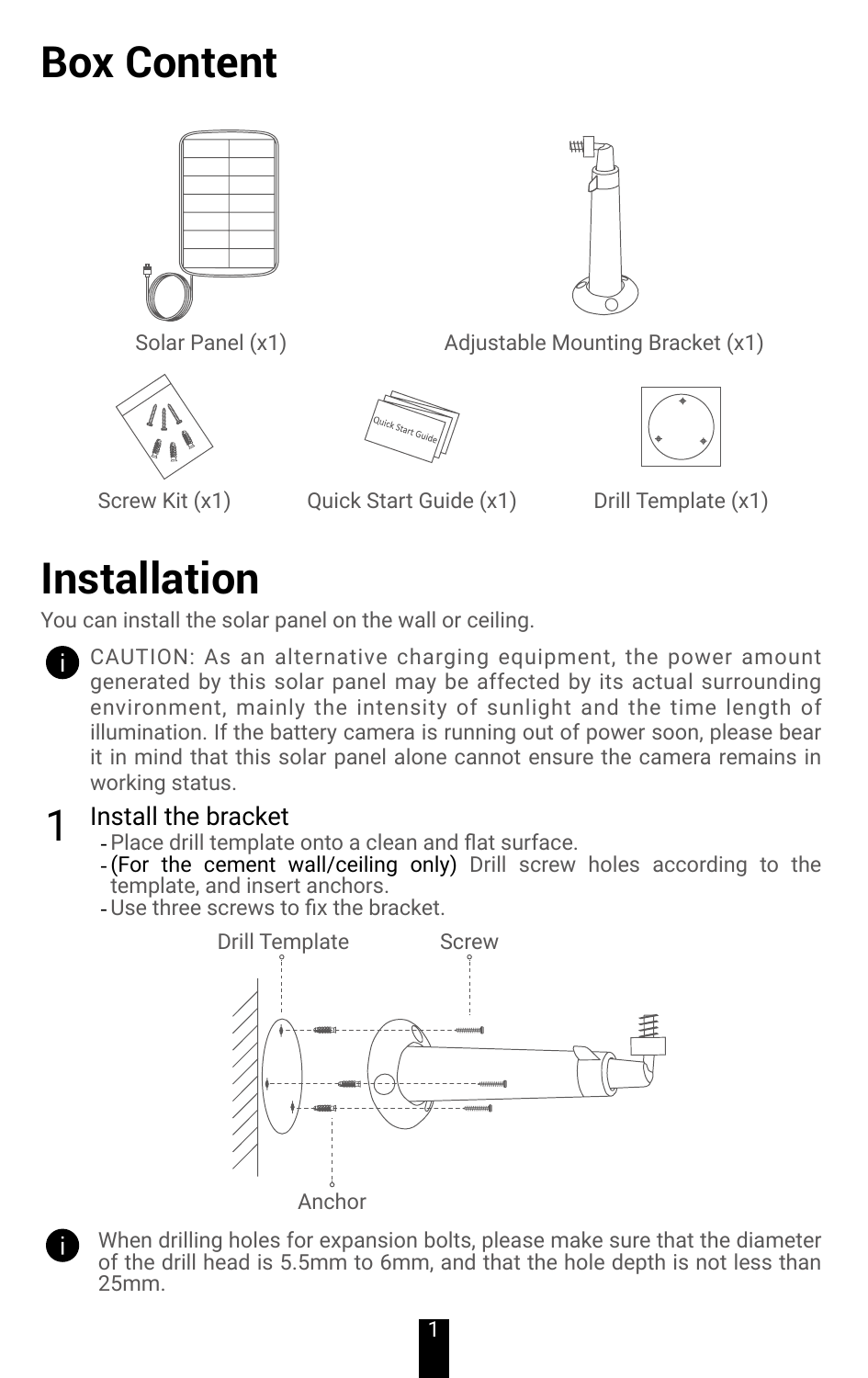# Box Content

Solar Panel (x1)

Adjustable Mounting Bracket (x1)

Screw Kit (x1)

Quick Start Guide (x1)

Drill Template (x1)

# Installation

You can install the solar panel on the wall or ceiling.

CAUTION: As an alternative charging equipment, the power amount generated by this solar panel may be affected by its actual surrounding environment, mainly the intensity of sunlight and the time length of illumination. If the battery camera is running out of power soon, please bear it in mind that this solar panel alone cannot ensure the camera remains in working status.

## 1 Install the bracket

- Place drill template onto a clean and flat surface.
- (For the cement wall/ceiling only) Drill screw holes according to the template, and insert anchors.
- Use three screws to fix the bracket.

Drill Template

Screw

Anchor

When drilling holes for expansion bolts, please make sure that the diameter of the drill head is 5.5mm to 6mm, and that the hole depth is not less than 25mm.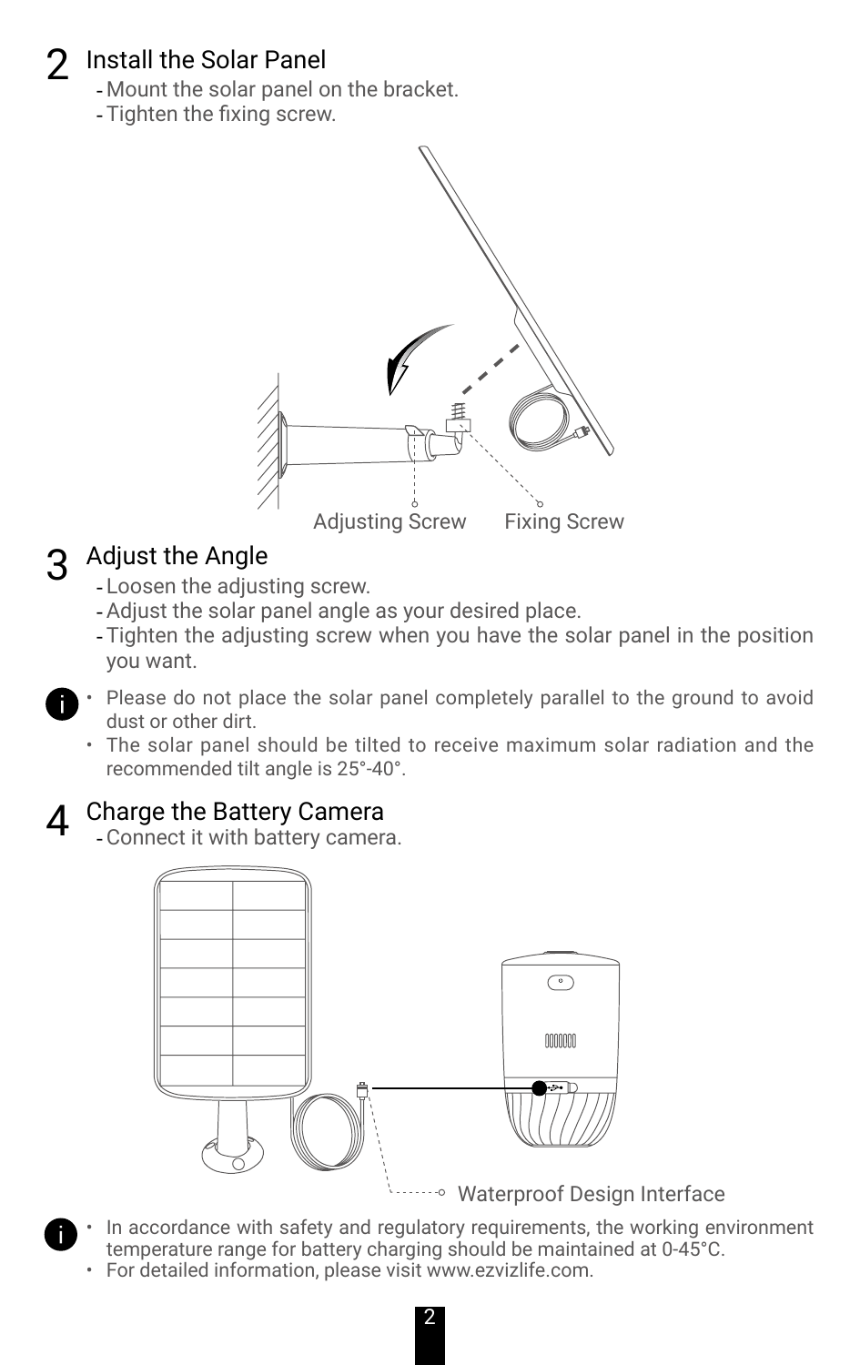## 2 Install the Solar Panel

- Mount the solar panel on the bracket.
- Tighten the fixing screw.

Adjusting Screw

Fixing Screw

## 3 Adjust the Angle

- Loosen the adjusting screw.
- Adjust the solar panel angle as your desired place.
- Tighten the adjusting screw when you have the solar panel in the position you want.

- Please do not place the solar panel completely parallel to the ground to avoid dust or other dirt.
- The solar panel should be tilted to receive maximum solar radiation and the recommended tilt angle is 25°-40°.

## 4 Charge the Battery Camera

- Connect it with battery camera.

Waterproof Design Interface

- In accordance with safety and regulatory requirements, the working environment temperature range for battery charging should be maintained at 0-45°C.
- For detailed information, please visit www.ezvizlife.com.